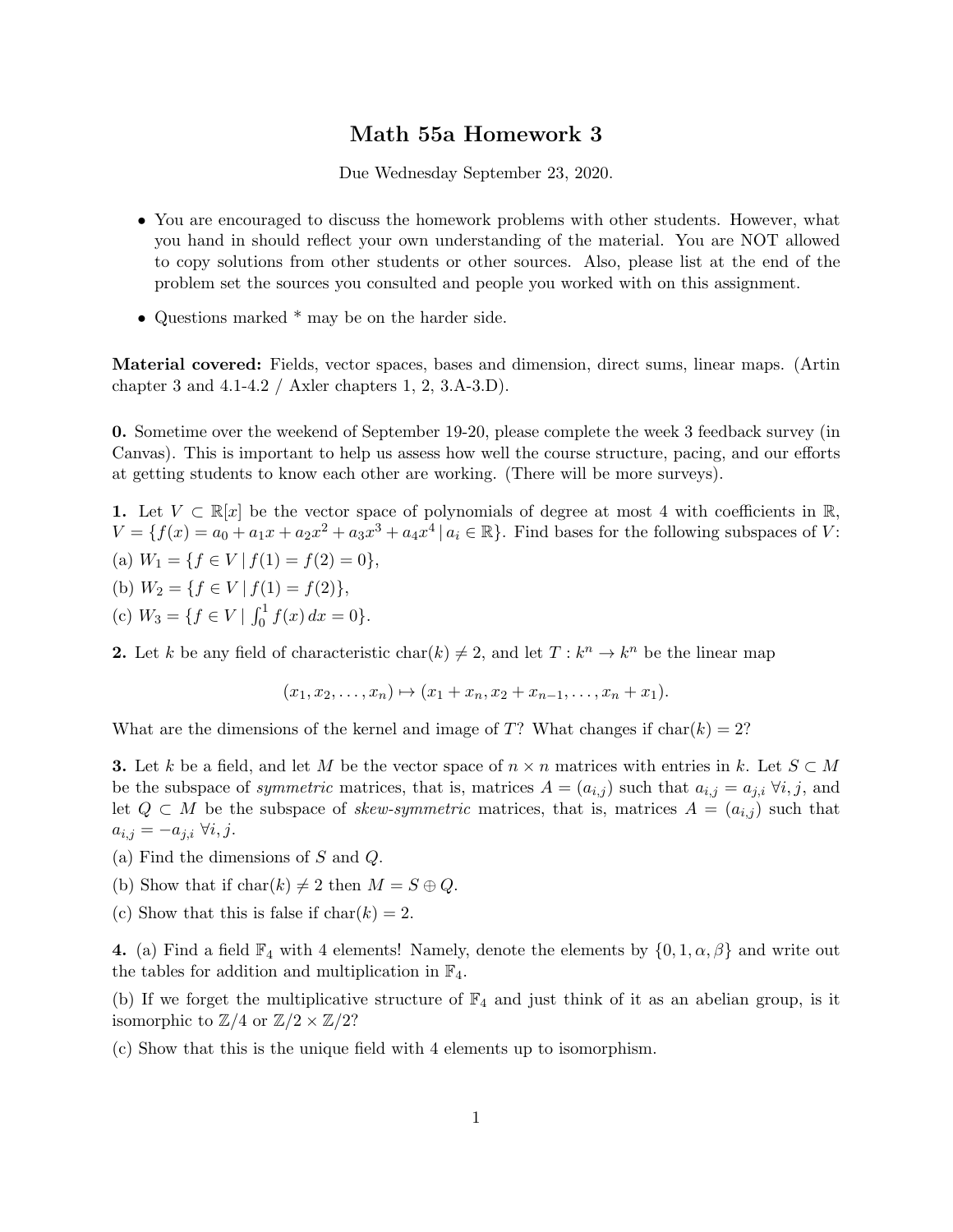# Math 55a Homework 3

Due Wednesday September 23, 2020.

- You are encouraged to discuss the homework problems with other students. However, what you hand in should reflect your own understanding of the material. You are NOT allowed to copy solutions from other students or other sources. Also, please list at the end of the problem set the sources you consulted and people you worked with on this assignment.
- Questions marked * may be on the harder side.

**Material covered:** Fields, vector spaces, bases and dimension, direct sums, linear maps. (Artin chapter 3 and 4.1-4.2 / Axler chapters 1, 2, 3.A-3.D).

**0.** Sometime over the weekend of September 19-20, please complete the week 3 feedback survey (in Canvas). This is important to help us assess how well the course structure, pacing, and our efforts at getting students to know each other are working. (There will be more surveys).

**1.** Let $V \subset \mathbb{R}[x]$ be the vector space of polynomials of degree at most 4 with coefficients in $\mathbb{R}$, $V = \{f(x) = a_0 + a_1 x + a_2 x^2 + a_3 x^3 + a_4 x^4 \,|\, a_i \in \mathbb{R}\}$. Find bases for the following subspaces of $V$:

(a) $W_1 = \{f \in V \,|\, f(1) = f(2) = 0\}$,

(b) $W_2 = \{f \in V \,|\, f(1) = f(2)\}$,

(c) $W_3 = \{f \in V \,|\, \int_0^1 f(x)\, dx = 0\}$.

**2.** Let $k$ be any field of characteristic $\mathrm{char}(k) \neq 2$, and let $T : k^n \to k^n$ be the linear map

$$(x_1, x_2, \ldots, x_n) \mapsto (x_1 + x_n, x_2 + x_{n-1}, \ldots, x_n + x_1).$$

What are the dimensions of the kernel and image of $T$? What changes if $\mathrm{char}(k) = 2$?

**3.** Let $k$ be a field, and let $M$ be the vector space of $n \times n$ matrices with entries in $k$. Let $S \subset M$ be the subspace of *symmetric* matrices, that is, matrices $A = (a_{i,j})$ such that $a_{i,j} = a_{j,i}$ $\forall i, j$, and let $Q \subset M$ be the subspace of *skew-symmetric* matrices, that is, matrices $A = (a_{i,j})$ such that $a_{i,j} = -a_{j,i}$ $\forall i, j$.

(a) Find the dimensions of $S$ and $Q$.

(b) Show that if $\mathrm{char}(k) \neq 2$ then $M = S \oplus Q$.

(c) Show that this is false if $\mathrm{char}(k) = 2$.

**4.** (a) Find a field $\mathbb{F}_4$ with 4 elements! Namely, denote the elements by $\{0, 1, \alpha, \beta\}$ and write out the tables for addition and multiplication in $\mathbb{F}_4$.

(b) If we forget the multiplicative structure of $\mathbb{F}_4$ and just think of it as an abelian group, is it isomorphic to $\mathbb{Z}/4$ or $\mathbb{Z}/2 \times \mathbb{Z}/2$?

(c) Show that this is the unique field with 4 elements up to isomorphism.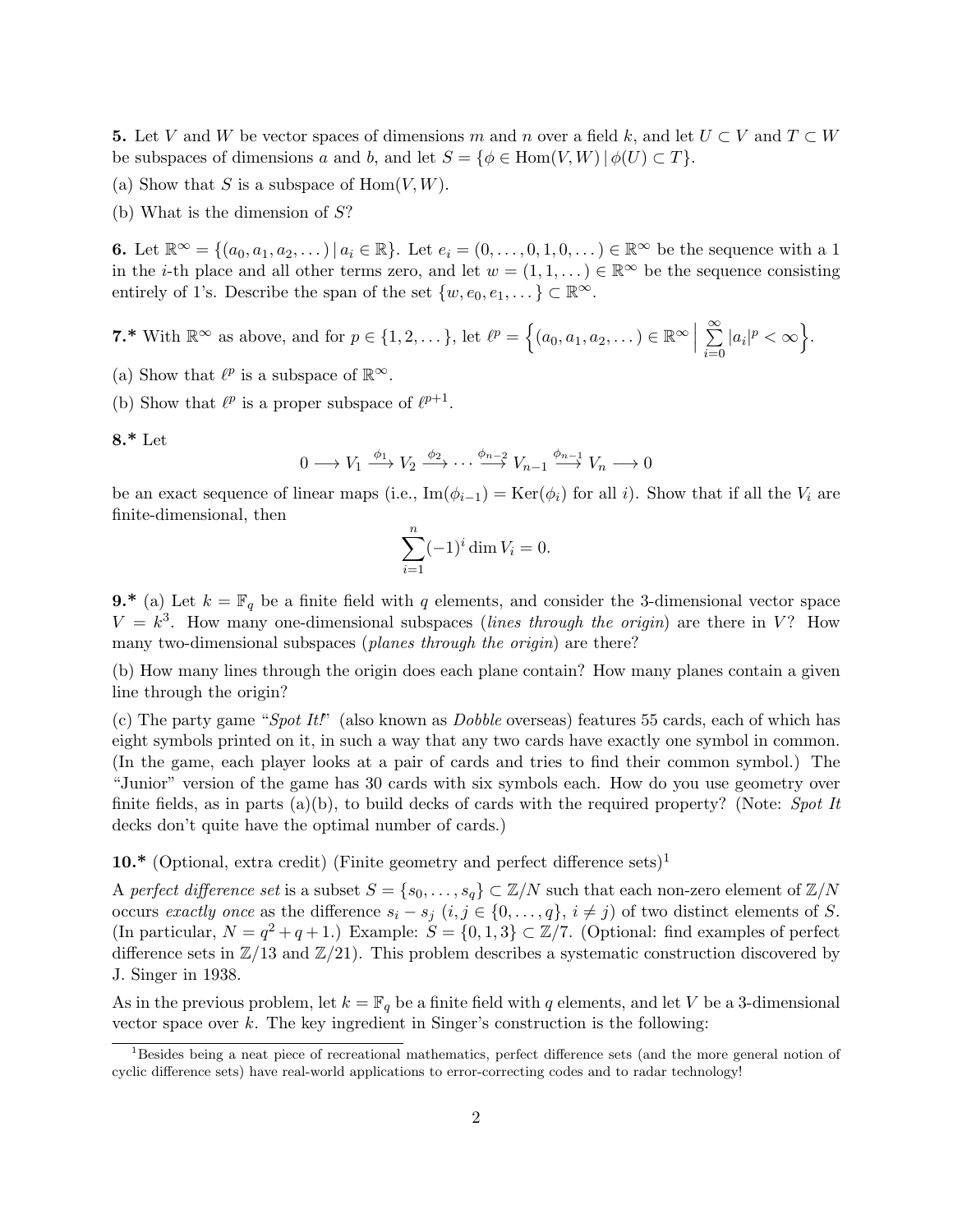**5.** Let $V$ and $W$ be vector spaces of dimensions $m$ and $n$ over a field $k$, and let $U \subset V$ and $T \subset W$ be subspaces of dimensions $a$ and $b$, and let $S = \{\phi \in \mathrm{Hom}(V, W) \mid \phi(U) \subset T\}$.

(a) Show that $S$ is a subspace of $\mathrm{Hom}(V, W)$.

(b) What is the dimension of $S$?

**6.** Let $\mathbb{R}^\infty = \{(a_0, a_1, a_2, \dots) \mid a_i \in \mathbb{R}\}$. Let $e_i = (0, \dots, 0, 1, 0, \dots) \in \mathbb{R}^\infty$ be the sequence with a 1 in the $i$-th place and all other terms zero, and let $w = (1, 1, \dots) \in \mathbb{R}^\infty$ be the sequence consisting entirely of 1's. Describe the span of the set $\{w, e_0, e_1, \dots\} \subset \mathbb{R}^\infty$.

**7.*** With $\mathbb{R}^\infty$ as above, and for $p \in \{1, 2, \dots\}$, let $\ell^p = \left\{(a_0, a_1, a_2, \dots) \in \mathbb{R}^\infty \;\middle|\; \sum_{i=0}^{\infty} |a_i|^p < \infty\right\}$.

(a) Show that $\ell^p$ is a subspace of $\mathbb{R}^\infty$.

(b) Show that $\ell^p$ is a proper subspace of $\ell^{p+1}$.

**8.*** Let

$$0 \longrightarrow V_1 \xrightarrow{\phi_1} V_2 \xrightarrow{\phi_2} \cdots \xrightarrow{\phi_{n-2}} V_{n-1} \xrightarrow{\phi_{n-1}} V_n \longrightarrow 0$$

be an exact sequence of linear maps (i.e., $\mathrm{Im}(\phi_{i-1}) = \mathrm{Ker}(\phi_i)$ for all $i$). Show that if all the $V_i$ are finite-dimensional, then

$$\sum_{i=1}^{n} (-1)^i \dim V_i = 0.$$

**9.*** (a) Let $k = \mathbb{F}_q$ be a finite field with $q$ elements, and consider the 3-dimensional vector space $V = k^3$. How many one-dimensional subspaces (*lines through the origin*) are there in $V$? How many two-dimensional subspaces (*planes through the origin*) are there?

(b) How many lines through the origin does each plane contain? How many planes contain a given line through the origin?

(c) The party game "*Spot It!*" (also known as *Dobble* overseas) features 55 cards, each of which has eight symbols printed on it, in such a way that any two cards have exactly one symbol in common. (In the game, each player looks at a pair of cards and tries to find their common symbol.) The "Junior" version of the game has 30 cards with six symbols each. How do you use geometry over finite fields, as in parts (a)(b), to build decks of cards with the required property? (Note: *Spot It* decks don't quite have the optimal number of cards.)

**10.*** (Optional, extra credit) (Finite geometry and perfect difference sets)[1]

A *perfect difference set* is a subset $S = \{s_0, \dots, s_q\} \subset \mathbb{Z}/N$ such that each non-zero element of $\mathbb{Z}/N$ occurs *exactly once* as the difference $s_i - s_j$ ($i, j \in \{0, \dots, q\}$, $i \neq j$) of two distinct elements of $S$. (In particular, $N = q^2 + q + 1$.) Example: $S = \{0, 1, 3\} \subset \mathbb{Z}/7$. (Optional: find examples of perfect difference sets in $\mathbb{Z}/13$ and $\mathbb{Z}/21$). This problem describes a systematic construction discovered by J. Singer in 1938.

As in the previous problem, let $k = \mathbb{F}_q$ be a finite field with $q$ elements, and let $V$ be a 3-dimensional vector space over $k$. The key ingredient in Singer's construction is the following:

[1] Besides being a neat piece of recreational mathematics, perfect difference sets (and the more general notion of cyclic difference sets) have real-world applications to error-correcting codes and to radar technology!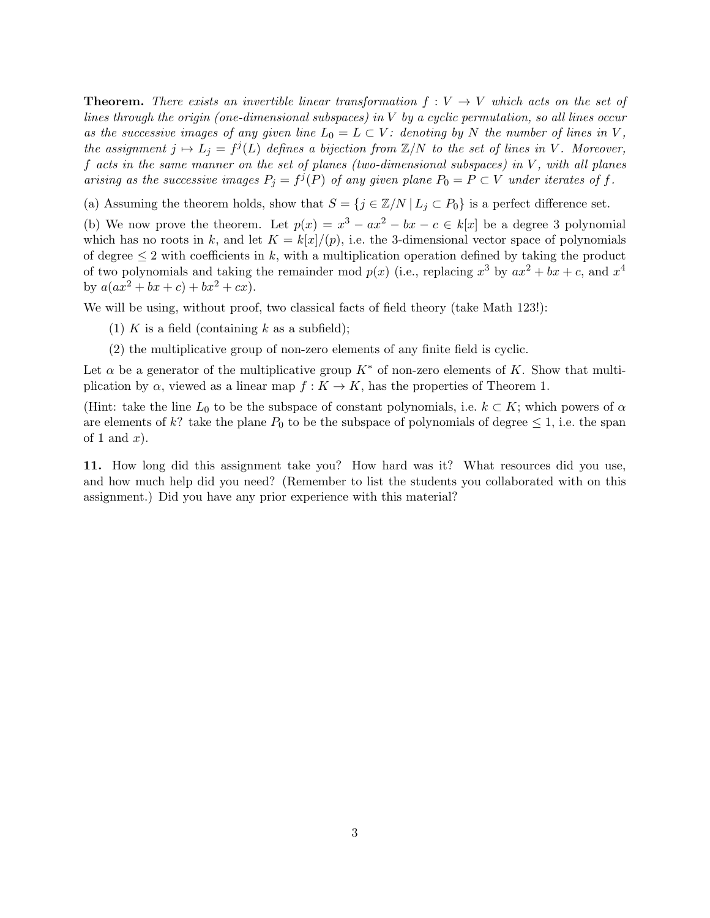**Theorem.** *There exists an invertible linear transformation $f : V \to V$ which acts on the set of lines through the origin (one-dimensional subspaces) in $V$ by a cyclic permutation, so all lines occur as the successive images of any given line $L_0 = L \subset V$: denoting by $N$ the number of lines in $V$, the assignment $j \mapsto L_j = f^j(L)$ defines a bijection from $\mathbb{Z}/N$ to the set of lines in $V$. Moreover, $f$ acts in the same manner on the set of planes (two-dimensional subspaces) in $V$, with all planes arising as the successive images $P_j = f^j(P)$ of any given plane $P_0 = P \subset V$ under iterates of $f$.*

(a) Assuming the theorem holds, show that $S = \{j \in \mathbb{Z}/N \mid L_j \subset P_0\}$ is a perfect difference set.

(b) We now prove the theorem. Let $p(x) = x^3 - ax^2 - bx - c \in k[x]$ be a degree 3 polynomial which has no roots in $k$, and let $K = k[x]/(p)$, i.e. the 3-dimensional vector space of polynomials of degree $\leq 2$ with coefficients in $k$, with a multiplication operation defined by taking the product of two polynomials and taking the remainder mod $p(x)$ (i.e., replacing $x^3$ by $ax^2 + bx + c$, and $x^4$ by $a(ax^2 + bx + c) + bx^2 + cx$).

We will be using, without proof, two classical facts of field theory (take Math 123!):

(1) $K$ is a field (containing $k$ as a subfield);

(2) the multiplicative group of non-zero elements of any finite field is cyclic.

Let $\alpha$ be a generator of the multiplicative group $K^*$ of non-zero elements of $K$. Show that multiplication by $\alpha$, viewed as a linear map $f : K \to K$, has the properties of Theorem 1.

(Hint: take the line $L_0$ to be the subspace of constant polynomials, i.e. $k \subset K$; which powers of $\alpha$ are elements of $k$? take the plane $P_0$ to be the subspace of polynomials of degree $\leq 1$, i.e. the span of 1 and $x$).

**11.** How long did this assignment take you? How hard was it? What resources did you use, and how much help did you need? (Remember to list the students you collaborated with on this assignment.) Did you have any prior experience with this material?